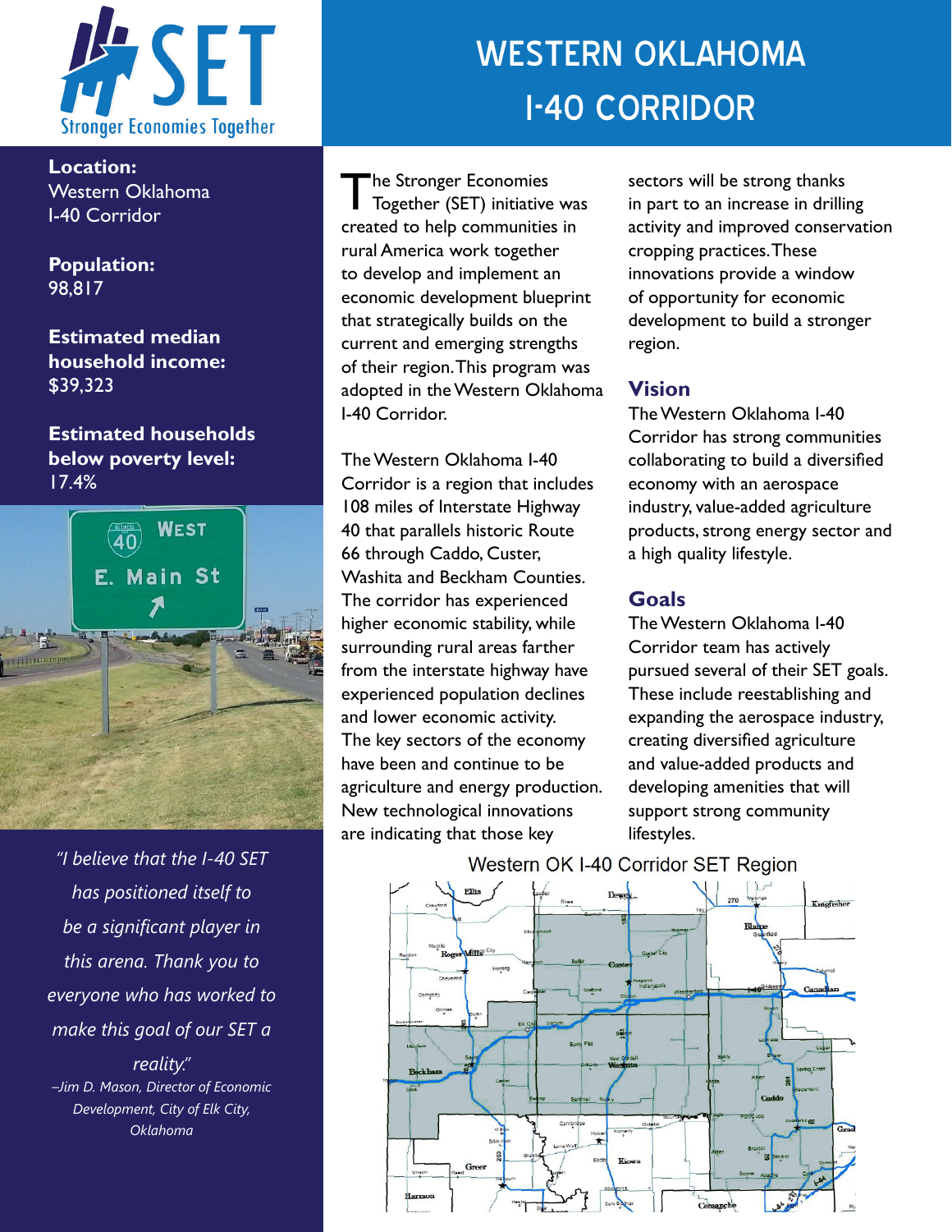# WESTERN OKLAHOMA I-40 CORRIDOR

**Location:**
Western Oklahoma
I-40 Corridor

**Population:**
98,817

**Estimated median household income:**
$39,323

**Estimated households below poverty level:**
17.4%

*"I believe that the I-40 SET has positioned itself to be a significant player in this arena. Thank you to everyone who has worked to make this goal of our SET a reality."*
*–Jim D. Mason, Director of Economic Development, City of Elk City, Oklahoma*

The Stronger Economies Together (SET) initiative was created to help communities in rural America work together to develop and implement an economic development blueprint that strategically builds on the current and emerging strengths of their region. This program was adopted in the Western Oklahoma I-40 Corridor.

The Western Oklahoma I-40 Corridor is a region that includes 108 miles of Interstate Highway 40 that parallels historic Route 66 through Caddo, Custer, Washita and Beckham Counties. The corridor has experienced higher economic stability, while surrounding rural areas farther from the interstate highway have experienced population declines and lower economic activity. The key sectors of the economy have been and continue to be agriculture and energy production. New technological innovations are indicating that those key sectors will be strong thanks in part to an increase in drilling activity and improved conservation cropping practices. These innovations provide a window of opportunity for economic development to build a stronger region.

## Vision

The Western Oklahoma I-40 Corridor has strong communities collaborating to build a diversified economy with an aerospace industry, value-added agriculture products, strong energy sector and a high quality lifestyle.

## Goals

The Western Oklahoma I-40 Corridor team has actively pursued several of their SET goals. These include reestablishing and expanding the aerospace industry, creating diversified agriculture and value-added products and developing amenities that will support strong community lifestyles.

Western OK I-40 Corridor SET Region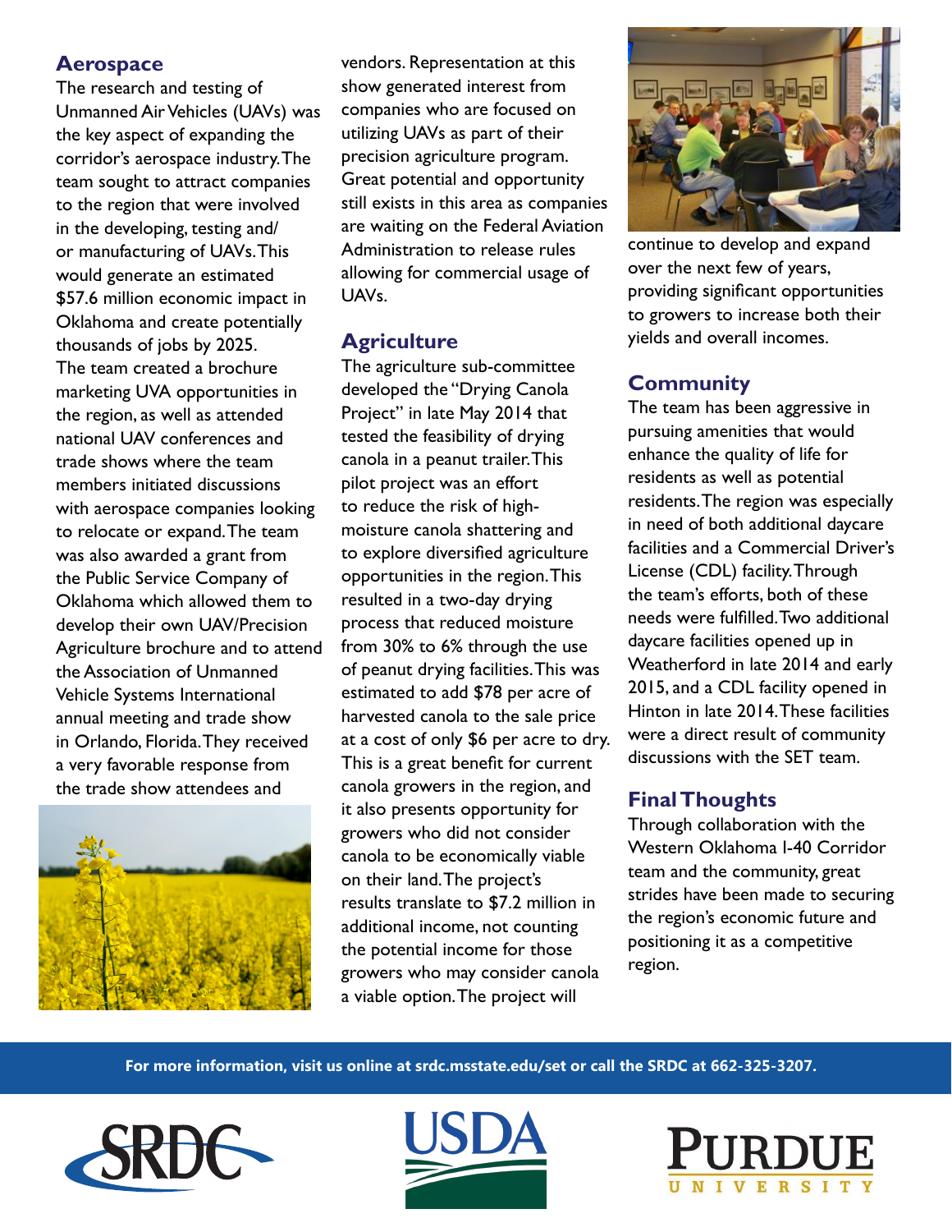## Aerospace

The research and testing of Unmanned Air Vehicles (UAVs) was the key aspect of expanding the corridor's aerospace industry. The team sought to attract companies to the region that were involved in the developing, testing and/or manufacturing of UAVs. This would generate an estimated $57.6 million economic impact in Oklahoma and create potentially thousands of jobs by 2025. The team created a brochure marketing UVA opportunities in the region, as well as attended national UAV conferences and trade shows where the team members initiated discussions with aerospace companies looking to relocate or expand. The team was also awarded a grant from the Public Service Company of Oklahoma which allowed them to develop their own UAV/Precision Agriculture brochure and to attend the Association of Unmanned Vehicle Systems International annual meeting and trade show in Orlando, Florida. They received a very favorable response from the trade show attendees and vendors. Representation at this show generated interest from companies who are focused on utilizing UAVs as part of their precision agriculture program. Great potential and opportunity still exists in this area as companies are waiting on the Federal Aviation Administration to release rules allowing for commercial usage of UAVs.

## Agriculture

The agriculture sub-committee developed the "Drying Canola Project" in late May 2014 that tested the feasibility of drying canola in a peanut trailer. This pilot project was an effort to reduce the risk of high-moisture canola shattering and to explore diversified agriculture opportunities in the region. This resulted in a two-day drying process that reduced moisture from 30% to 6% through the use of peanut drying facilities. This was estimated to add $78 per acre of harvested canola to the sale price at a cost of only $6 per acre to dry. This is a great benefit for current canola growers in the region, and it also presents opportunity for growers who did not consider canola to be economically viable on their land. The project's results translate to $7.2 million in additional income, not counting the potential income for those growers who may consider canola a viable option. The project will continue to develop and expand over the next few of years, providing significant opportunities to growers to increase both their yields and overall incomes.

## Community

The team has been aggressive in pursuing amenities that would enhance the quality of life for residents as well as potential residents. The region was especially in need of both additional daycare facilities and a Commercial Driver's License (CDL) facility. Through the team's efforts, both of these needs were fulfilled. Two additional daycare facilities opened up in Weatherford in late 2014 and early 2015, and a CDL facility opened in Hinton in late 2014. These facilities were a direct result of community discussions with the SET team.

## Final Thoughts

Through collaboration with the Western Oklahoma I-40 Corridor team and the community, great strides have been made to securing the region's economic future and positioning it as a competitive region.

**For more information, visit us online at srdc.msstate.edu/set or call the SRDC at 662-325-3207.**

SRDC

USDA

PURDUE UNIVERSITY